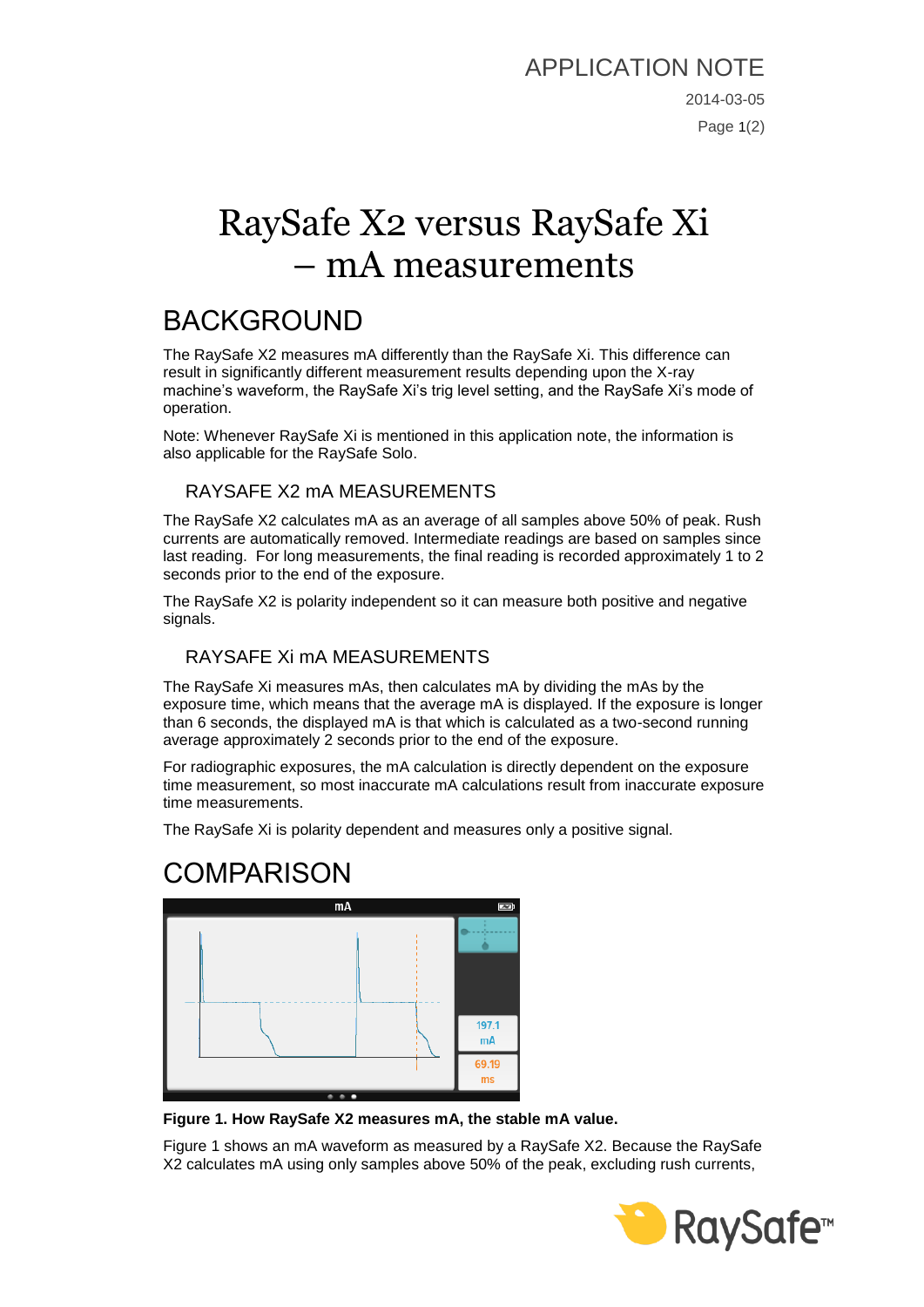APPLICATION NOTE

2014-03-05

# RaySafe X2 versus RaySafe Xi – mA measurements

## BACKGROUND

The RaySafe X2 measures mA differently than the RaySafe Xi. This difference can result in significantly different measurement results depending upon the X-ray machine's waveform, the RaySafe Xi's trig level setting, and the RaySafe Xi's mode of operation.

Note: Whenever RaySafe Xi is mentioned in this application note, the information is also applicable for the RaySafe Solo.

### RAYSAFE X2 mA MEASUREMENTS

The RaySafe X2 calculates mA as an average of all samples above 50% of peak. Rush currents are automatically removed. Intermediate readings are based on samples since last reading. For long measurements, the final reading is recorded approximately 1 to 2 seconds prior to the end of the exposure.

The RaySafe X2 is polarity independent so it can measure both positive and negative signals.

### RAYSAFE Xi mA MEASUREMENTS

The RaySafe Xi measures mAs, then calculates mA by dividing the mAs by the exposure time, which means that the average mA is displayed. If the exposure is longer than 6 seconds, the displayed mA is that which is calculated as a two-second running average approximately 2 seconds prior to the end of the exposure.

For radiographic exposures, the mA calculation is directly dependent on the exposure time measurement, so most inaccurate mA calculations result from inaccurate exposure time measurements.

The RaySafe Xi is polarity dependent and measures only a positive signal.

## COMPARISON

**Figure 1. How RaySafe X2 measures mA, the stable mA value.**

Figure 1 shows an mA waveform as measured by a RaySafe X2. Because the RaySafe X2 calculates mA using only samples above 50% of the peak, excluding rush currents,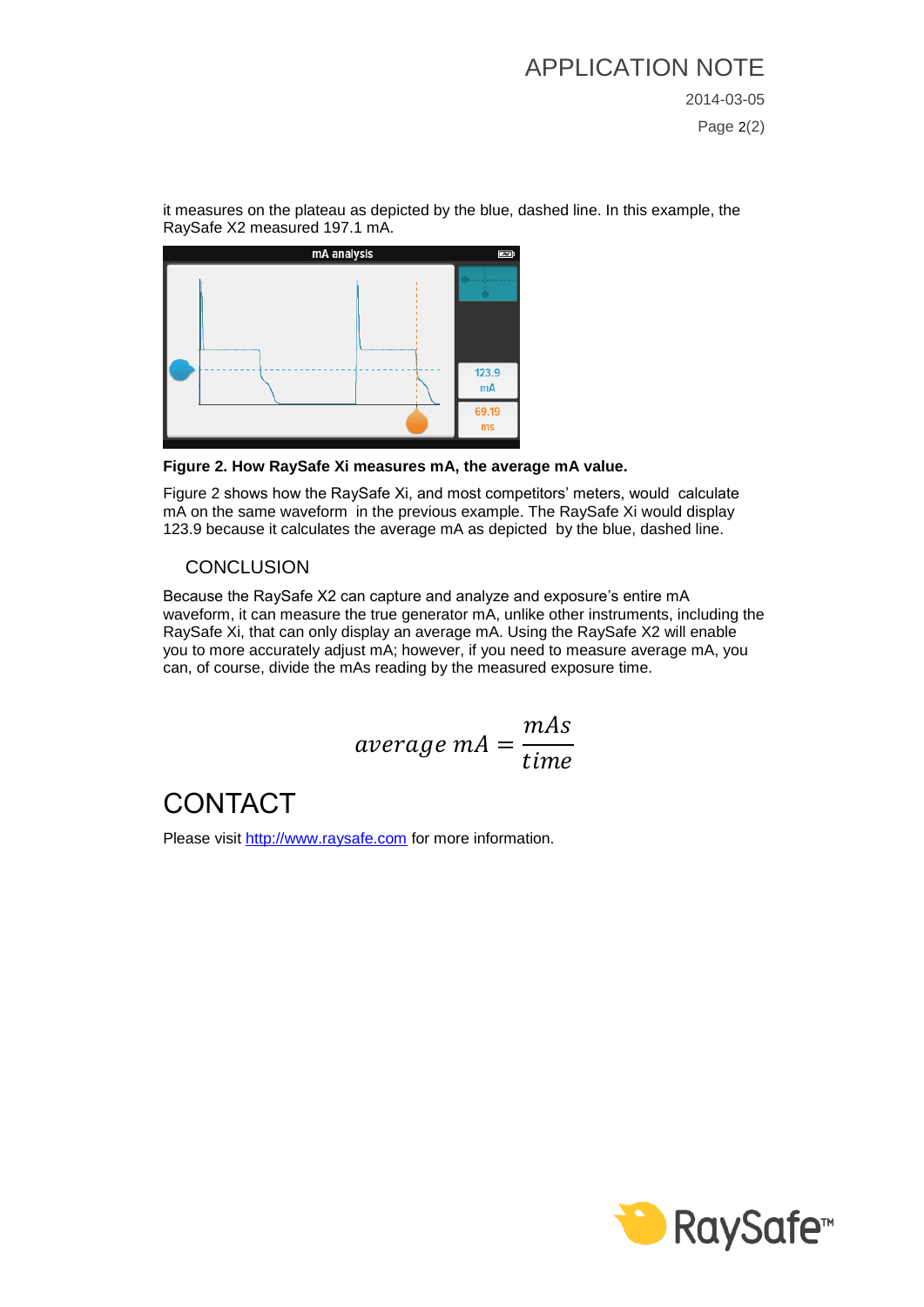it measures on the plateau as depicted by the blue, dashed line. In this example, the RaySafe X2 measured 197.1 mA.

mA analysis

123.9
mA

69.19
ms

**Figure 2. How RaySafe Xi measures mA, the average mA value.**

Figure 2 shows how the RaySafe Xi, and most competitors' meters, would calculate mA on the same waveform in the previous example. The RaySafe Xi would display 123.9 because it calculates the average mA as depicted by the blue, dashed line.

## CONCLUSION

Because the RaySafe X2 can capture and analyze and exposure's entire mA waveform, it can measure the true generator mA, unlike other instruments, including the RaySafe Xi, that can only display an average mA. Using the RaySafe X2 will enable you to more accurately adjust mA; however, if you need to measure average mA, you can, of course, divide the mAs reading by the measured exposure time.

$$average\ mA = \frac{mAs}{time}$$

# CONTACT

Please visit http://www.raysafe.com for more information.